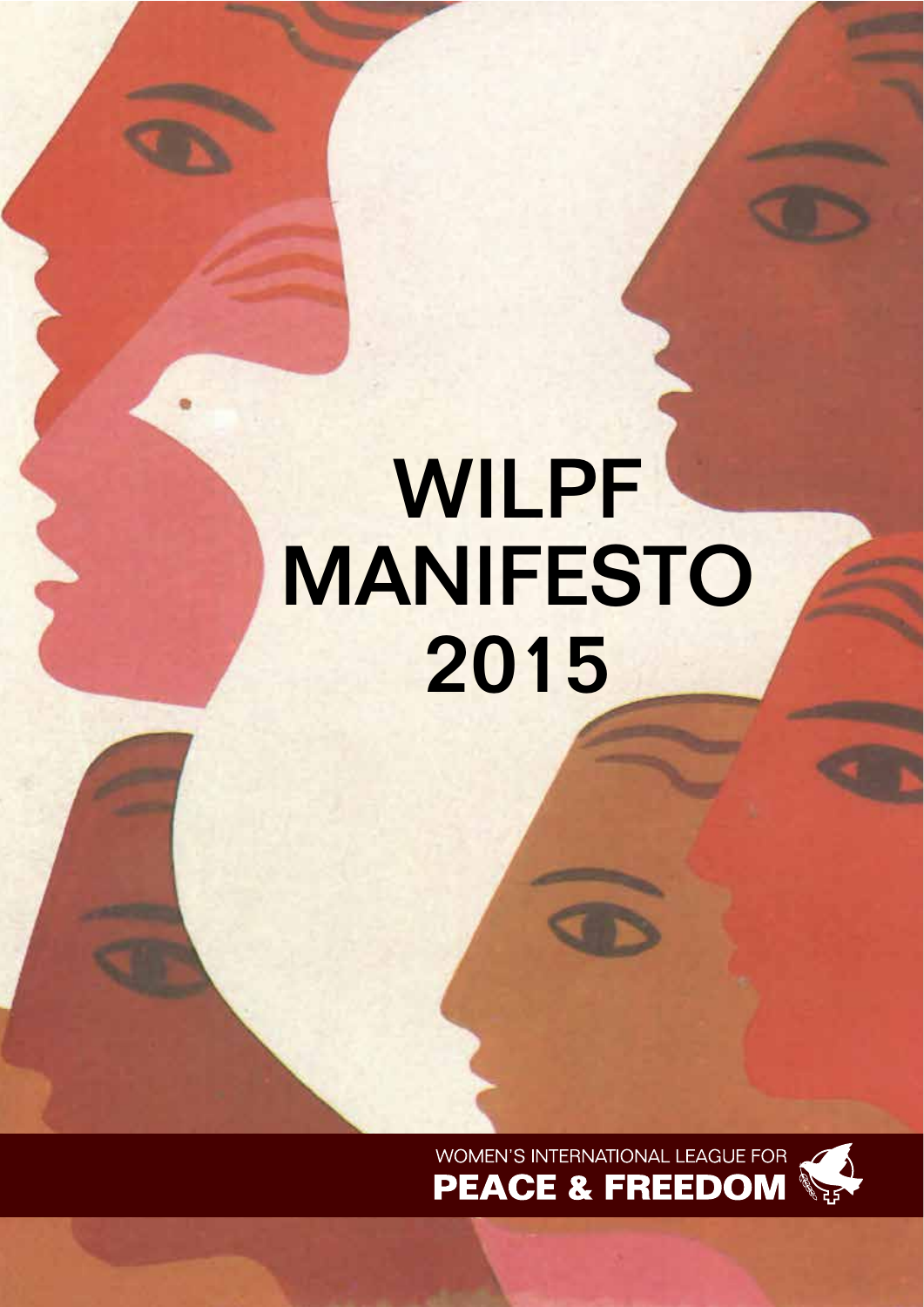# WILPF MANIFESTO 2015

WOMEN'S INTERNATIONAL LEAGUE FOR
**PEACE & FREEDOM**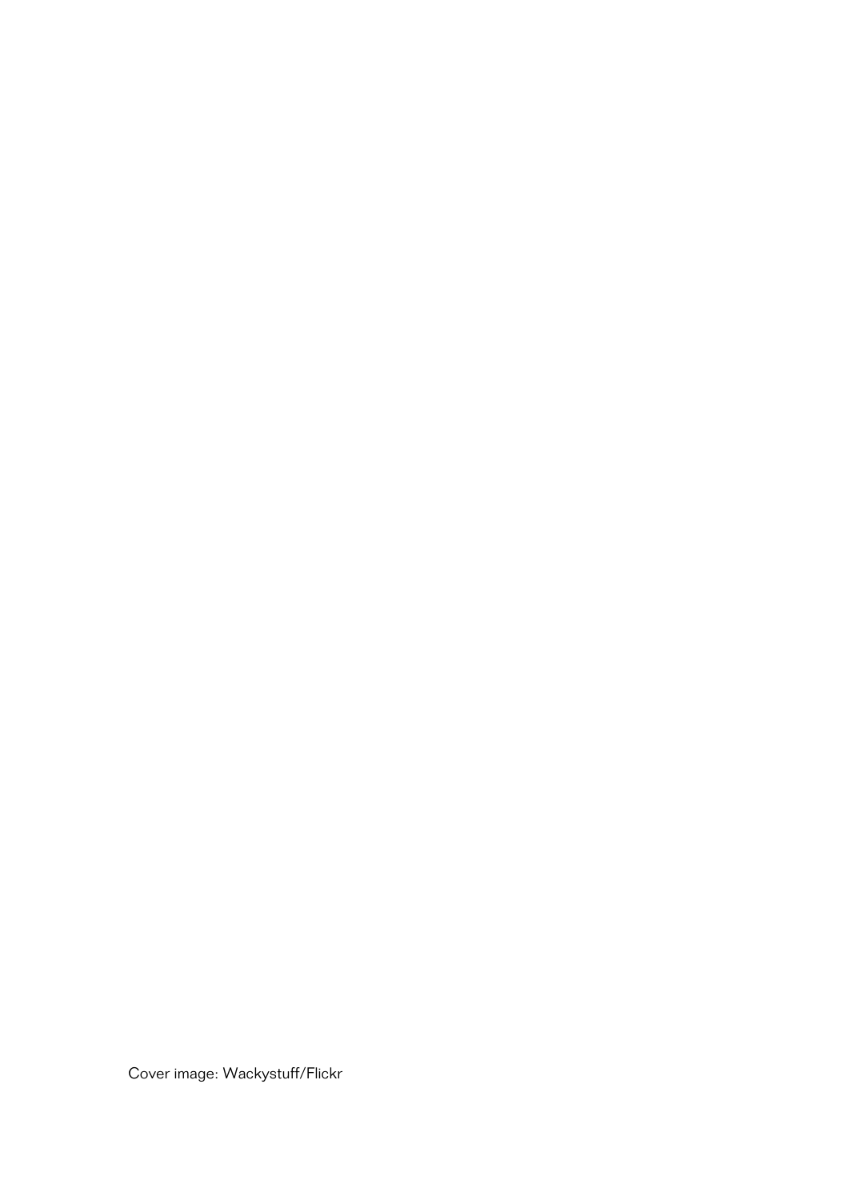Cover image: Wackystuff/Flickr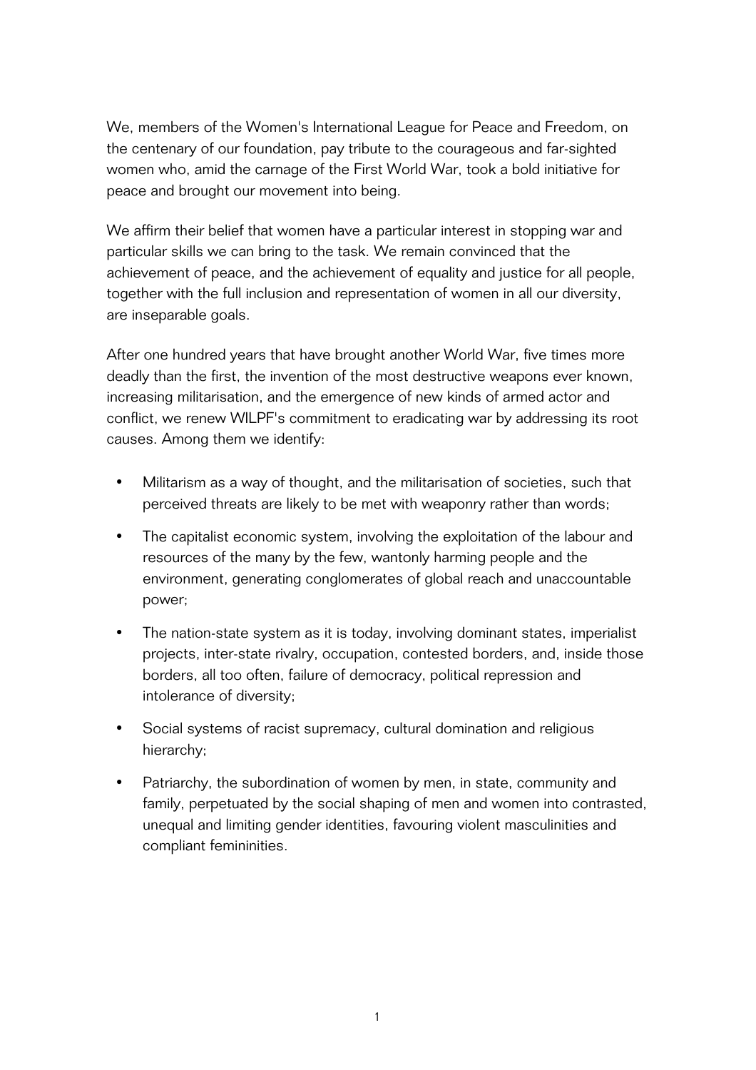We, members of the Women's International League for Peace and Freedom, on the centenary of our foundation, pay tribute to the courageous and far-sighted women who, amid the carnage of the First World War, took a bold initiative for peace and brought our movement into being.

We affirm their belief that women have a particular interest in stopping war and particular skills we can bring to the task. We remain convinced that the achievement of peace, and the achievement of equality and justice for all people, together with the full inclusion and representation of women in all our diversity, are inseparable goals.

After one hundred years that have brought another World War, five times more deadly than the first, the invention of the most destructive weapons ever known, increasing militarisation, and the emergence of new kinds of armed actor and conflict, we renew WILPF's commitment to eradicating war by addressing its root causes. Among them we identify:

- Militarism as a way of thought, and the militarisation of societies, such that perceived threats are likely to be met with weaponry rather than words;
- The capitalist economic system, involving the exploitation of the labour and resources of the many by the few, wantonly harming people and the environment, generating conglomerates of global reach and unaccountable power;
- The nation-state system as it is today, involving dominant states, imperialist projects, inter-state rivalry, occupation, contested borders, and, inside those borders, all too often, failure of democracy, political repression and intolerance of diversity;
- Social systems of racist supremacy, cultural domination and religious hierarchy;
- Patriarchy, the subordination of women by men, in state, community and family, perpetuated by the social shaping of men and women into contrasted, unequal and limiting gender identities, favouring violent masculinities and compliant femininities.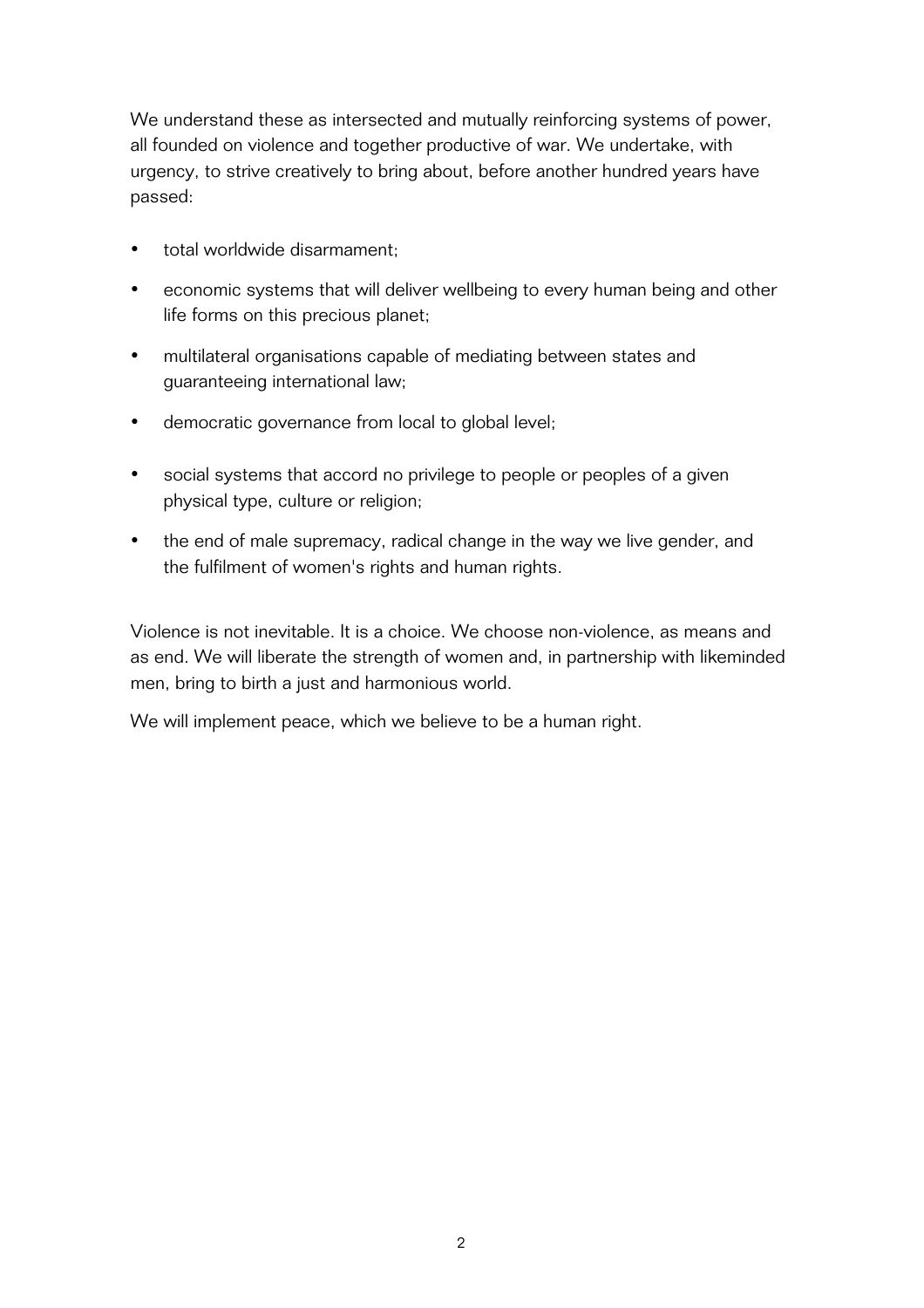We understand these as intersected and mutually reinforcing systems of power, all founded on violence and together productive of war. We undertake, with urgency, to strive creatively to bring about, before another hundred years have passed:

- total worldwide disarmament;
- economic systems that will deliver wellbeing to every human being and other life forms on this precious planet;
- multilateral organisations capable of mediating between states and guaranteeing international law;
- democratic governance from local to global level;
- social systems that accord no privilege to people or peoples of a given physical type, culture or religion;
- the end of male supremacy, radical change in the way we live gender, and the fulfilment of women's rights and human rights.

Violence is not inevitable. It is a choice. We choose non-violence, as means and as end. We will liberate the strength of women and, in partnership with likeminded men, bring to birth a just and harmonious world.

We will implement peace, which we believe to be a human right.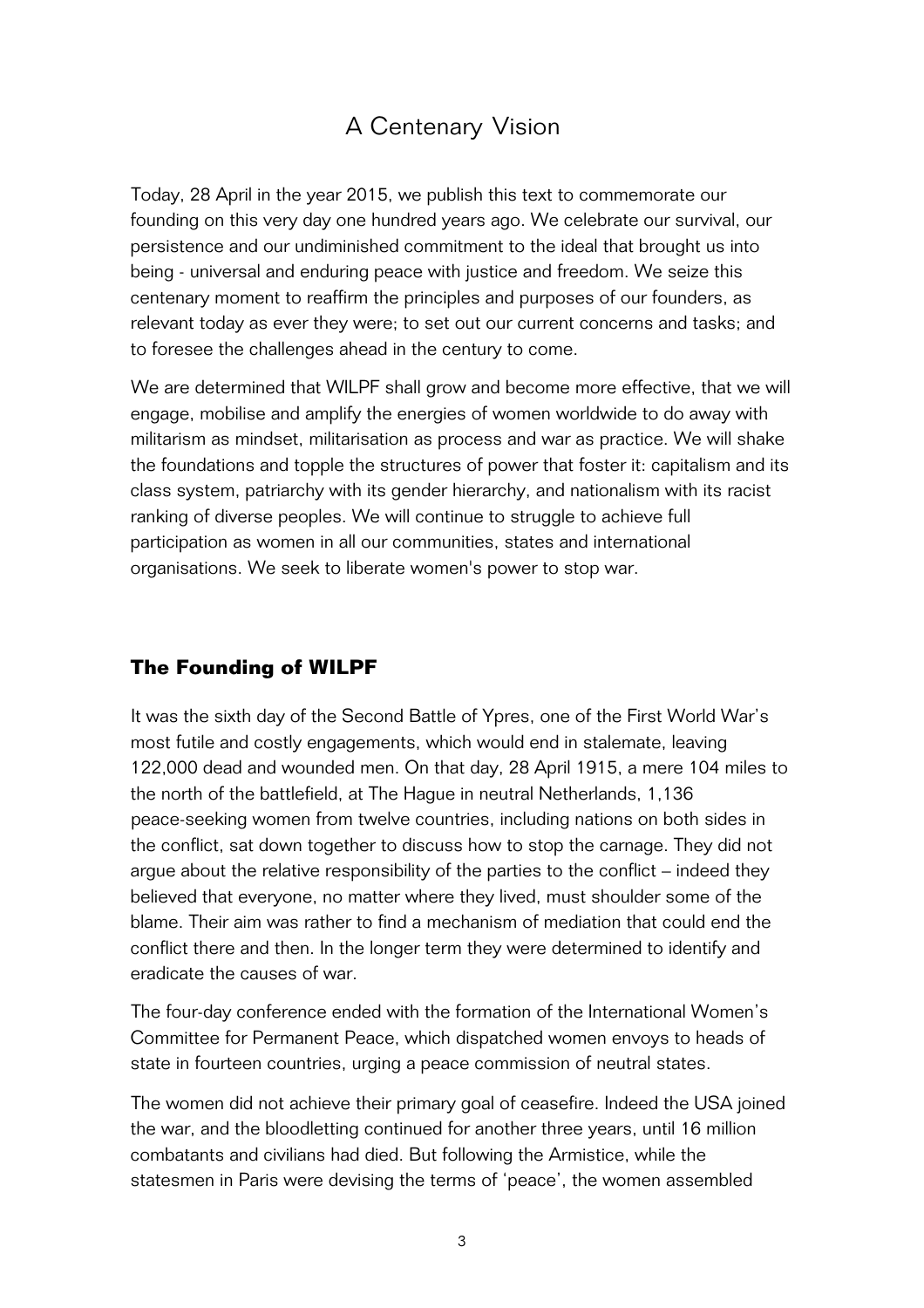# A Centenary Vision

Today, 28 April in the year 2015, we publish this text to commemorate our founding on this very day one hundred years ago. We celebrate our survival, our persistence and our undiminished commitment to the ideal that brought us into being - universal and enduring peace with justice and freedom. We seize this centenary moment to reaffirm the principles and purposes of our founders, as relevant today as ever they were; to set out our current concerns and tasks; and to foresee the challenges ahead in the century to come.

We are determined that WILPF shall grow and become more effective, that we will engage, mobilise and amplify the energies of women worldwide to do away with militarism as mindset, militarisation as process and war as practice. We will shake the foundations and topple the structures of power that foster it: capitalism and its class system, patriarchy with its gender hierarchy, and nationalism with its racist ranking of diverse peoples. We will continue to struggle to achieve full participation as women in all our communities, states and international organisations. We seek to liberate women's power to stop war.

## The Founding of WILPF

It was the sixth day of the Second Battle of Ypres, one of the First World War's most futile and costly engagements, which would end in stalemate, leaving 122,000 dead and wounded men. On that day, 28 April 1915, a mere 104 miles to the north of the battlefield, at The Hague in neutral Netherlands, 1,136 peace-seeking women from twelve countries, including nations on both sides in the conflict, sat down together to discuss how to stop the carnage. They did not argue about the relative responsibility of the parties to the conflict – indeed they believed that everyone, no matter where they lived, must shoulder some of the blame. Their aim was rather to find a mechanism of mediation that could end the conflict there and then. In the longer term they were determined to identify and eradicate the causes of war.

The four-day conference ended with the formation of the International Women's Committee for Permanent Peace, which dispatched women envoys to heads of state in fourteen countries, urging a peace commission of neutral states.

The women did not achieve their primary goal of ceasefire. Indeed the USA joined the war, and the bloodletting continued for another three years, until 16 million combatants and civilians had died. But following the Armistice, while the statesmen in Paris were devising the terms of 'peace', the women assembled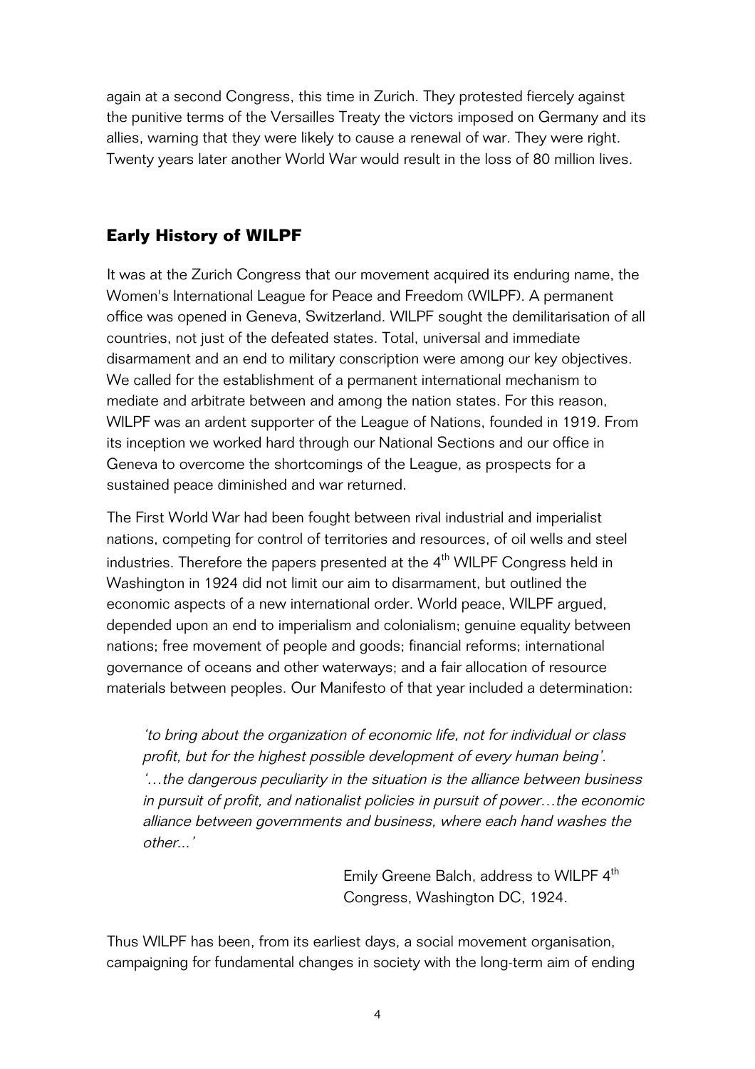again at a second Congress, this time in Zurich. They protested fiercely against the punitive terms of the Versailles Treaty the victors imposed on Germany and its allies, warning that they were likely to cause a renewal of war. They were right. Twenty years later another World War would result in the loss of 80 million lives.

## Early History of WILPF

It was at the Zurich Congress that our movement acquired its enduring name, the Women's International League for Peace and Freedom (WILPF). A permanent office was opened in Geneva, Switzerland. WILPF sought the demilitarisation of all countries, not just of the defeated states. Total, universal and immediate disarmament and an end to military conscription were among our key objectives. We called for the establishment of a permanent international mechanism to mediate and arbitrate between and among the nation states. For this reason, WILPF was an ardent supporter of the League of Nations, founded in 1919. From its inception we worked hard through our National Sections and our office in Geneva to overcome the shortcomings of the League, as prospects for a sustained peace diminished and war returned.

The First World War had been fought between rival industrial and imperialist nations, competing for control of territories and resources, of oil wells and steel industries. Therefore the papers presented at the 4th WILPF Congress held in Washington in 1924 did not limit our aim to disarmament, but outlined the economic aspects of a new international order. World peace, WILPF argued, depended upon an end to imperialism and colonialism; genuine equality between nations; free movement of people and goods; financial reforms; international governance of oceans and other waterways; and a fair allocation of resource materials between peoples. Our Manifesto of that year included a determination:

> *'to bring about the organization of economic life, not for individual or class profit, but for the highest possible development of every human being'.*
> *'…the dangerous peculiarity in the situation is the alliance between business in pursuit of profit, and nationalist policies in pursuit of power…the economic alliance between governments and business, where each hand washes the other...'*
>
> Emily Greene Balch, address to WILPF 4th Congress, Washington DC, 1924.

Thus WILPF has been, from its earliest days, a social movement organisation, campaigning for fundamental changes in society with the long-term aim of ending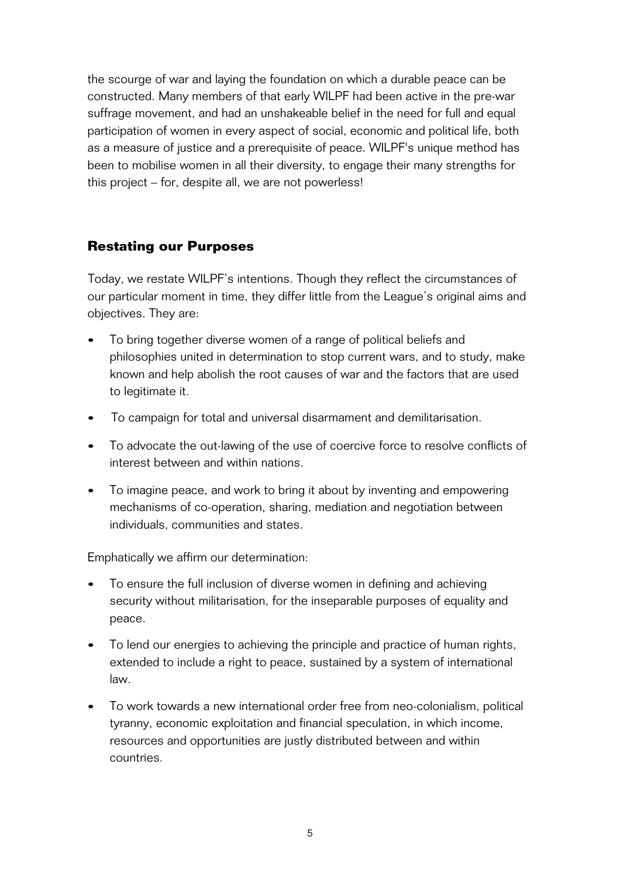the scourge of war and laying the foundation on which a durable peace can be constructed. Many members of that early WILPF had been active in the pre-war suffrage movement, and had an unshakeable belief in the need for full and equal participation of women in every aspect of social, economic and political life, both as a measure of justice and a prerequisite of peace. WILPF's unique method has been to mobilise women in all their diversity, to engage their many strengths for this project – for, despite all, we are not powerless!

## Restating our Purposes

Today, we restate WILPF's intentions. Though they reflect the circumstances of our particular moment in time, they differ little from the League's original aims and objectives. They are:

- To bring together diverse women of a range of political beliefs and philosophies united in determination to stop current wars, and to study, make known and help abolish the root causes of war and the factors that are used to legitimate it.
- To campaign for total and universal disarmament and demilitarisation.
- To advocate the out-lawing of the use of coercive force to resolve conflicts of interest between and within nations.
- To imagine peace, and work to bring it about by inventing and empowering mechanisms of co-operation, sharing, mediation and negotiation between individuals, communities and states.

Emphatically we affirm our determination:

- To ensure the full inclusion of diverse women in defining and achieving security without militarisation, for the inseparable purposes of equality and peace.
- To lend our energies to achieving the principle and practice of human rights, extended to include a right to peace, sustained by a system of international law.
- To work towards a new international order free from neo-colonialism, political tyranny, economic exploitation and financial speculation, in which income, resources and opportunities are justly distributed between and within countries.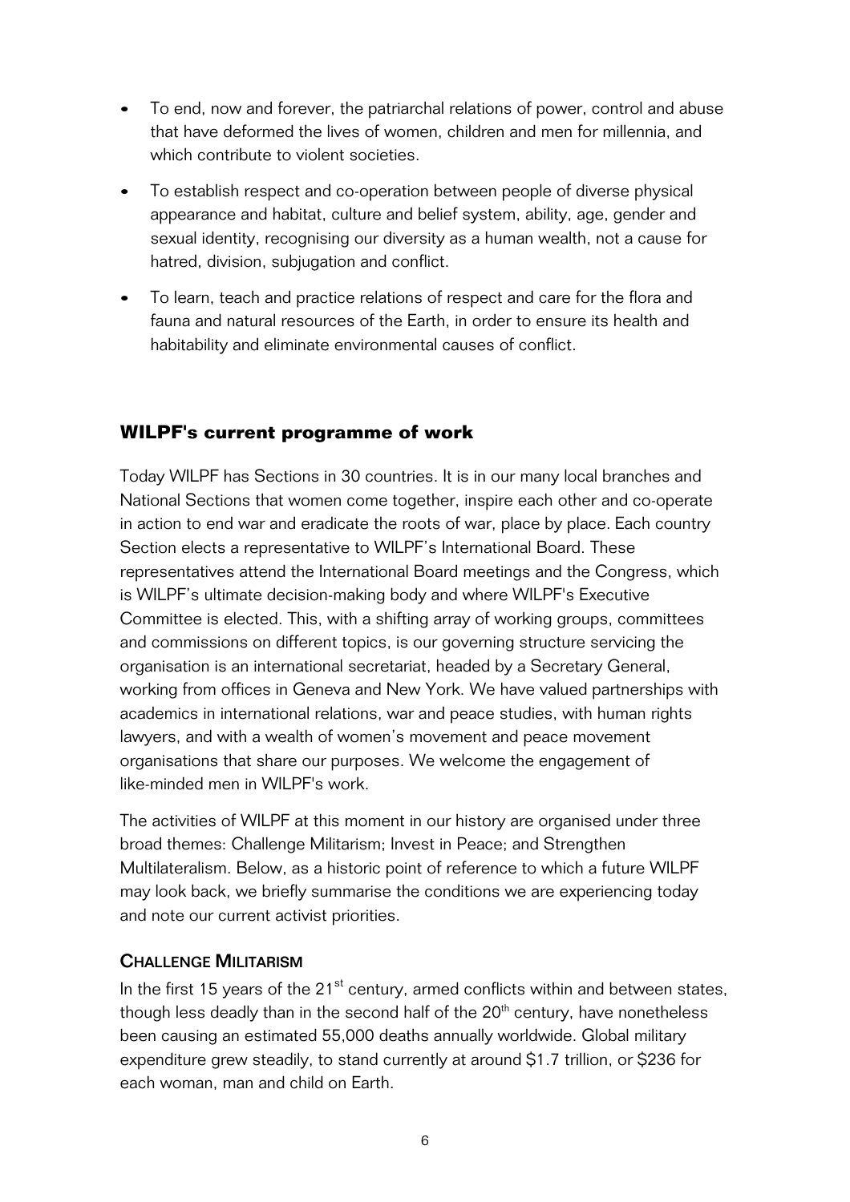- To end, now and forever, the patriarchal relations of power, control and abuse that have deformed the lives of women, children and men for millennia, and which contribute to violent societies.
- To establish respect and co-operation between people of diverse physical appearance and habitat, culture and belief system, ability, age, gender and sexual identity, recognising our diversity as a human wealth, not a cause for hatred, division, subjugation and conflict.
- To learn, teach and practice relations of respect and care for the flora and fauna and natural resources of the Earth, in order to ensure its health and habitability and eliminate environmental causes of conflict.

## WILPF's current programme of work

Today WILPF has Sections in 30 countries. It is in our many local branches and National Sections that women come together, inspire each other and co-operate in action to end war and eradicate the roots of war, place by place. Each country Section elects a representative to WILPF's International Board. These representatives attend the International Board meetings and the Congress, which is WILPF's ultimate decision-making body and where WILPF's Executive Committee is elected. This, with a shifting array of working groups, committees and commissions on different topics, is our governing structure servicing the organisation is an international secretariat, headed by a Secretary General, working from offices in Geneva and New York. We have valued partnerships with academics in international relations, war and peace studies, with human rights lawyers, and with a wealth of women's movement and peace movement organisations that share our purposes. We welcome the engagement of like-minded men in WILPF's work.

The activities of WILPF at this moment in our history are organised under three broad themes: Challenge Militarism; Invest in Peace; and Strengthen Multilateralism. Below, as a historic point of reference to which a future WILPF may look back, we briefly summarise the conditions we are experiencing today and note our current activist priorities.

### CHALLENGE MILITARISM

In the first 15 years of the 21st century, armed conflicts within and between states, though less deadly than in the second half of the 20th century, have nonetheless been causing an estimated 55,000 deaths annually worldwide. Global military expenditure grew steadily, to stand currently at around $1.7 trillion, or $236 for each woman, man and child on Earth.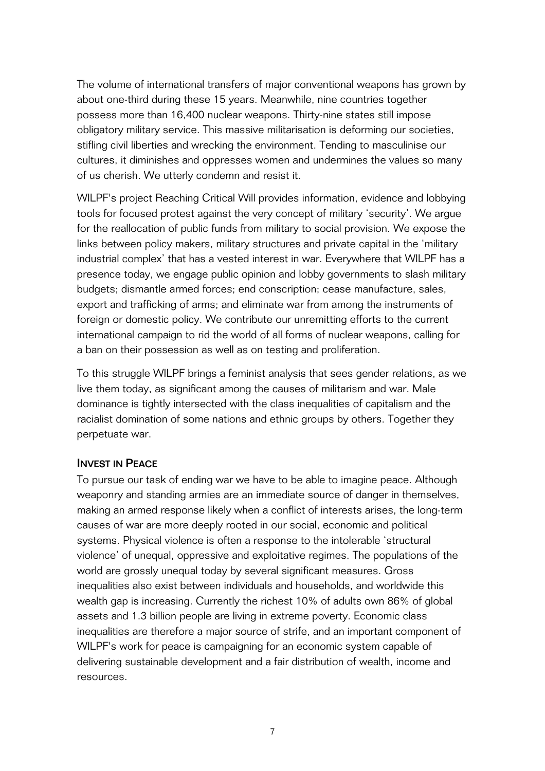The volume of international transfers of major conventional weapons has grown by about one-third during these 15 years. Meanwhile, nine countries together possess more than 16,400 nuclear weapons. Thirty-nine states still impose obligatory military service. This massive militarisation is deforming our societies, stifling civil liberties and wrecking the environment. Tending to masculinise our cultures, it diminishes and oppresses women and undermines the values so many of us cherish. We utterly condemn and resist it.

WILPF's project Reaching Critical Will provides information, evidence and lobbying tools for focused protest against the very concept of military 'security'. We argue for the reallocation of public funds from military to social provision. We expose the links between policy makers, military structures and private capital in the 'military industrial complex' that has a vested interest in war. Everywhere that WILPF has a presence today, we engage public opinion and lobby governments to slash military budgets; dismantle armed forces; end conscription; cease manufacture, sales, export and trafficking of arms; and eliminate war from among the instruments of foreign or domestic policy. We contribute our unremitting efforts to the current international campaign to rid the world of all forms of nuclear weapons, calling for a ban on their possession as well as on testing and proliferation.

To this struggle WILPF brings a feminist analysis that sees gender relations, as we live them today, as significant among the causes of militarism and war. Male dominance is tightly intersected with the class inequalities of capitalism and the racialist domination of some nations and ethnic groups by others. Together they perpetuate war.

### Invest in Peace

To pursue our task of ending war we have to be able to imagine peace. Although weaponry and standing armies are an immediate source of danger in themselves, making an armed response likely when a conflict of interests arises, the long-term causes of war are more deeply rooted in our social, economic and political systems. Physical violence is often a response to the intolerable 'structural violence' of unequal, oppressive and exploitative regimes. The populations of the world are grossly unequal today by several significant measures. Gross inequalities also exist between individuals and households, and worldwide this wealth gap is increasing. Currently the richest 10% of adults own 86% of global assets and 1.3 billion people are living in extreme poverty. Economic class inequalities are therefore a major source of strife, and an important component of WILPF's work for peace is campaigning for an economic system capable of delivering sustainable development and a fair distribution of wealth, income and resources.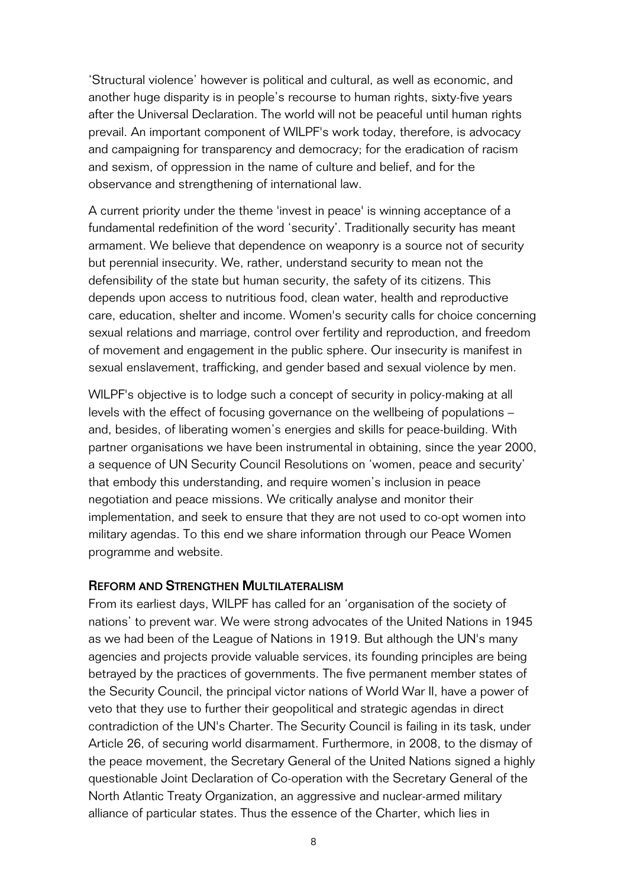'Structural violence' however is political and cultural, as well as economic, and another huge disparity is in people's recourse to human rights, sixty-five years after the Universal Declaration. The world will not be peaceful until human rights prevail. An important component of WILPF's work today, therefore, is advocacy and campaigning for transparency and democracy; for the eradication of racism and sexism, of oppression in the name of culture and belief, and for the observance and strengthening of international law.

A current priority under the theme 'invest in peace' is winning acceptance of a fundamental redefinition of the word 'security'. Traditionally security has meant armament. We believe that dependence on weaponry is a source not of security but perennial insecurity. We, rather, understand security to mean not the defensibility of the state but human security, the safety of its citizens. This depends upon access to nutritious food, clean water, health and reproductive care, education, shelter and income. Women's security calls for choice concerning sexual relations and marriage, control over fertility and reproduction, and freedom of movement and engagement in the public sphere. Our insecurity is manifest in sexual enslavement, trafficking, and gender based and sexual violence by men.

WILPF's objective is to lodge such a concept of security in policy-making at all levels with the effect of focusing governance on the wellbeing of populations – and, besides, of liberating women's energies and skills for peace-building. With partner organisations we have been instrumental in obtaining, since the year 2000, a sequence of UN Security Council Resolutions on 'women, peace and security' that embody this understanding, and require women's inclusion in peace negotiation and peace missions. We critically analyse and monitor their implementation, and seek to ensure that they are not used to co-opt women into military agendas. To this end we share information through our Peace Women programme and website.

## Reform and Strengthen Multilateralism

From its earliest days, WILPF has called for an 'organisation of the society of nations' to prevent war. We were strong advocates of the United Nations in 1945 as we had been of the League of Nations in 1919. But although the UN's many agencies and projects provide valuable services, its founding principles are being betrayed by the practices of governments. The five permanent member states of the Security Council, the principal victor nations of World War II, have a power of veto that they use to further their geopolitical and strategic agendas in direct contradiction of the UN's Charter. The Security Council is failing in its task, under Article 26, of securing world disarmament. Furthermore, in 2008, to the dismay of the peace movement, the Secretary General of the United Nations signed a highly questionable Joint Declaration of Co-operation with the Secretary General of the North Atlantic Treaty Organization, an aggressive and nuclear-armed military alliance of particular states. Thus the essence of the Charter, which lies in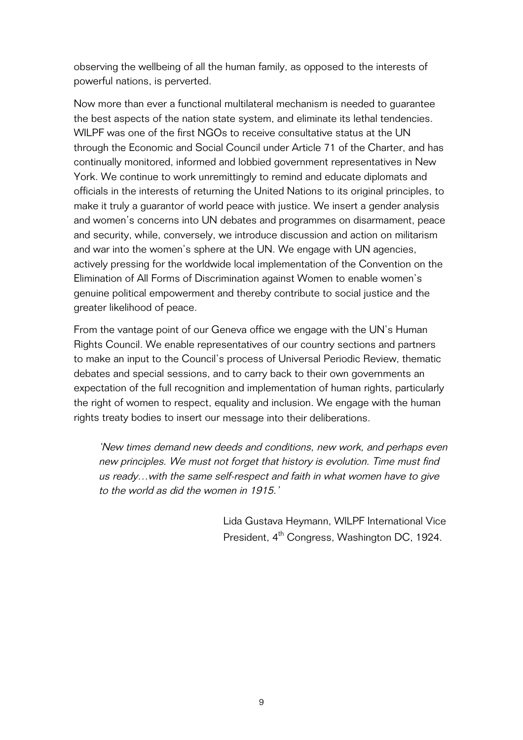observing the wellbeing of all the human family, as opposed to the interests of powerful nations, is perverted.

Now more than ever a functional multilateral mechanism is needed to guarantee the best aspects of the nation state system, and eliminate its lethal tendencies. WILPF was one of the first NGOs to receive consultative status at the UN through the Economic and Social Council under Article 71 of the Charter, and has continually monitored, informed and lobbied government representatives in New York. We continue to work unremittingly to remind and educate diplomats and officials in the interests of returning the United Nations to its original principles, to make it truly a guarantor of world peace with justice. We insert a gender analysis and women's concerns into UN debates and programmes on disarmament, peace and security, while, conversely, we introduce discussion and action on militarism and war into the women's sphere at the UN. We engage with UN agencies, actively pressing for the worldwide local implementation of the Convention on the Elimination of All Forms of Discrimination against Women to enable women's genuine political empowerment and thereby contribute to social justice and the greater likelihood of peace.

From the vantage point of our Geneva office we engage with the UN's Human Rights Council. We enable representatives of our country sections and partners to make an input to the Council's process of Universal Periodic Review, thematic debates and special sessions, and to carry back to their own governments an expectation of the full recognition and implementation of human rights, particularly the right of women to respect, equality and inclusion. We engage with the human rights treaty bodies to insert our message into their deliberations.

> *'New times demand new deeds and conditions, new work, and perhaps even new principles. We must not forget that history is evolution. Time must find us ready…with the same self-respect and faith in what women have to give to the world as did the women in 1915.'*

Lida Gustava Heymann, WILPF International Vice President, 4th Congress, Washington DC, 1924.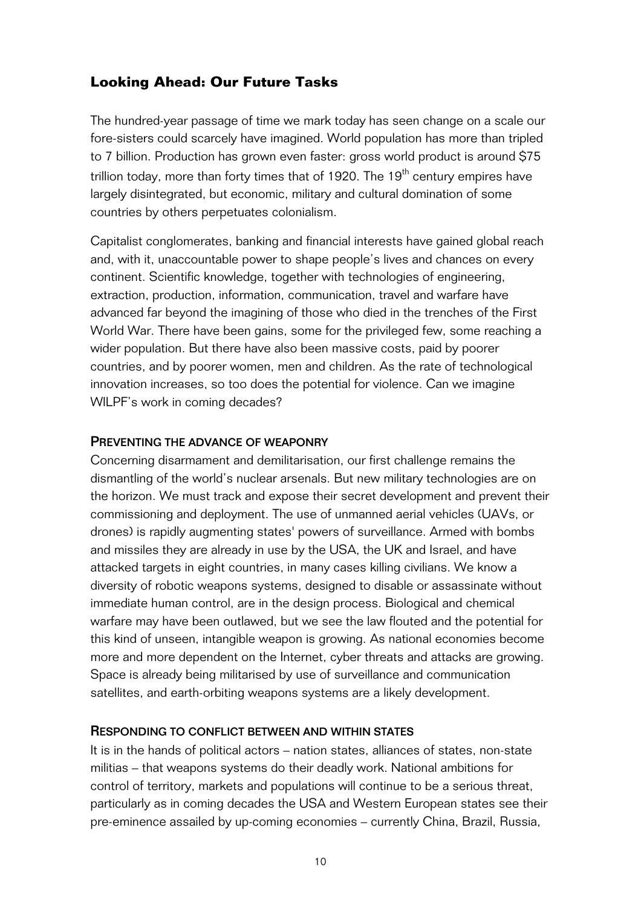## Looking Ahead: Our Future Tasks

The hundred-year passage of time we mark today has seen change on a scale our fore-sisters could scarcely have imagined. World population has more than tripled to 7 billion. Production has grown even faster: gross world product is around $75 trillion today, more than forty times that of 1920. The 19th century empires have largely disintegrated, but economic, military and cultural domination of some countries by others perpetuates colonialism.

Capitalist conglomerates, banking and financial interests have gained global reach and, with it, unaccountable power to shape people's lives and chances on every continent. Scientific knowledge, together with technologies of engineering, extraction, production, information, communication, travel and warfare have advanced far beyond the imagining of those who died in the trenches of the First World War. There have been gains, some for the privileged few, some reaching a wider population. But there have also been massive costs, paid by poorer countries, and by poorer women, men and children. As the rate of technological innovation increases, so too does the potential for violence. Can we imagine WILPF's work in coming decades?

### PREVENTING THE ADVANCE OF WEAPONRY

Concerning disarmament and demilitarisation, our first challenge remains the dismantling of the world's nuclear arsenals. But new military technologies are on the horizon. We must track and expose their secret development and prevent their commissioning and deployment. The use of unmanned aerial vehicles (UAVs, or drones) is rapidly augmenting states' powers of surveillance. Armed with bombs and missiles they are already in use by the USA, the UK and Israel, and have attacked targets in eight countries, in many cases killing civilians. We know a diversity of robotic weapons systems, designed to disable or assassinate without immediate human control, are in the design process. Biological and chemical warfare may have been outlawed, but we see the law flouted and the potential for this kind of unseen, intangible weapon is growing. As national economies become more and more dependent on the Internet, cyber threats and attacks are growing. Space is already being militarised by use of surveillance and communication satellites, and earth-orbiting weapons systems are a likely development.

### RESPONDING TO CONFLICT BETWEEN AND WITHIN STATES

It is in the hands of political actors – nation states, alliances of states, non-state militias – that weapons systems do their deadly work. National ambitions for control of territory, markets and populations will continue to be a serious threat, particularly as in coming decades the USA and Western European states see their pre-eminence assailed by up-coming economies – currently China, Brazil, Russia,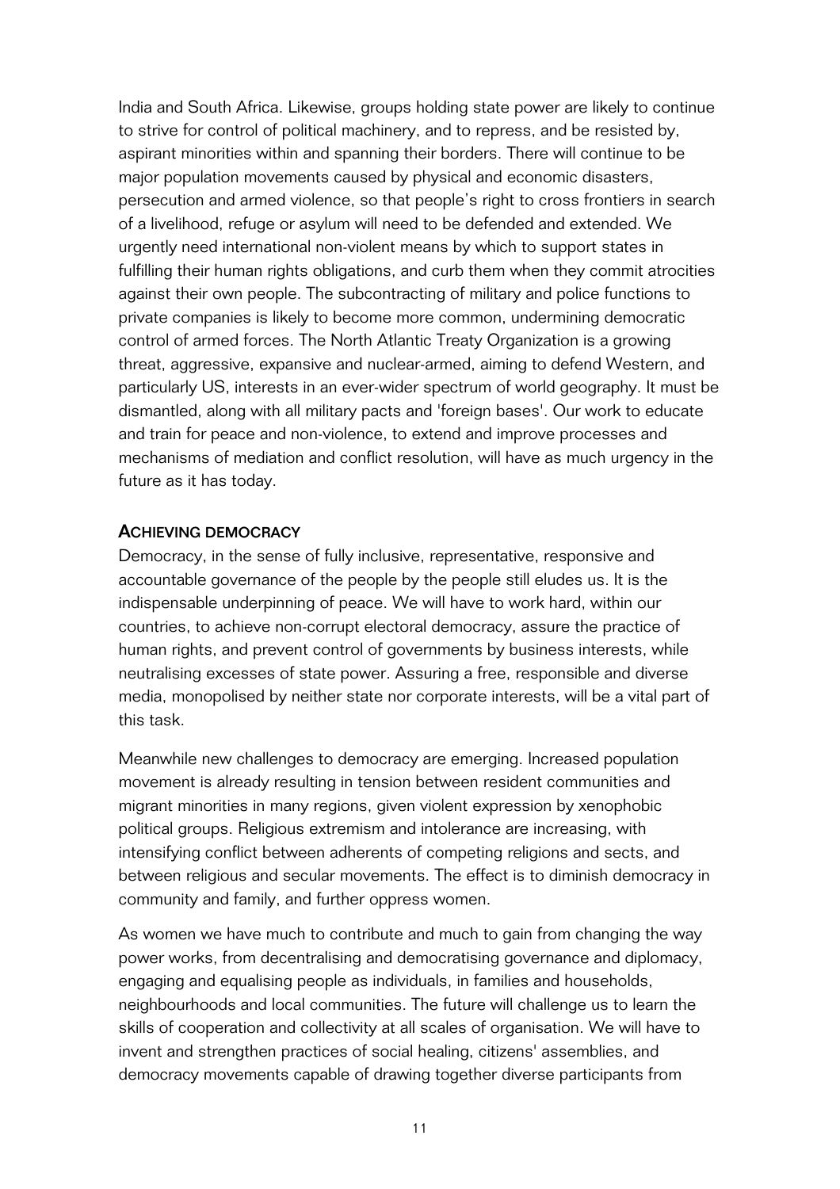India and South Africa. Likewise, groups holding state power are likely to continue to strive for control of political machinery, and to repress, and be resisted by, aspirant minorities within and spanning their borders. There will continue to be major population movements caused by physical and economic disasters, persecution and armed violence, so that people's right to cross frontiers in search of a livelihood, refuge or asylum will need to be defended and extended. We urgently need international non-violent means by which to support states in fulfilling their human rights obligations, and curb them when they commit atrocities against their own people. The subcontracting of military and police functions to private companies is likely to become more common, undermining democratic control of armed forces. The North Atlantic Treaty Organization is a growing threat, aggressive, expansive and nuclear-armed, aiming to defend Western, and particularly US, interests in an ever-wider spectrum of world geography. It must be dismantled, along with all military pacts and 'foreign bases'. Our work to educate and train for peace and non-violence, to extend and improve processes and mechanisms of mediation and conflict resolution, will have as much urgency in the future as it has today.

## ACHIEVING DEMOCRACY

Democracy, in the sense of fully inclusive, representative, responsive and accountable governance of the people by the people still eludes us. It is the indispensable underpinning of peace. We will have to work hard, within our countries, to achieve non-corrupt electoral democracy, assure the practice of human rights, and prevent control of governments by business interests, while neutralising excesses of state power. Assuring a free, responsible and diverse media, monopolised by neither state nor corporate interests, will be a vital part of this task.

Meanwhile new challenges to democracy are emerging. Increased population movement is already resulting in tension between resident communities and migrant minorities in many regions, given violent expression by xenophobic political groups. Religious extremism and intolerance are increasing, with intensifying conflict between adherents of competing religions and sects, and between religious and secular movements. The effect is to diminish democracy in community and family, and further oppress women.

As women we have much to contribute and much to gain from changing the way power works, from decentralising and democratising governance and diplomacy, engaging and equalising people as individuals, in families and households, neighbourhoods and local communities. The future will challenge us to learn the skills of cooperation and collectivity at all scales of organisation. We will have to invent and strengthen practices of social healing, citizens' assemblies, and democracy movements capable of drawing together diverse participants from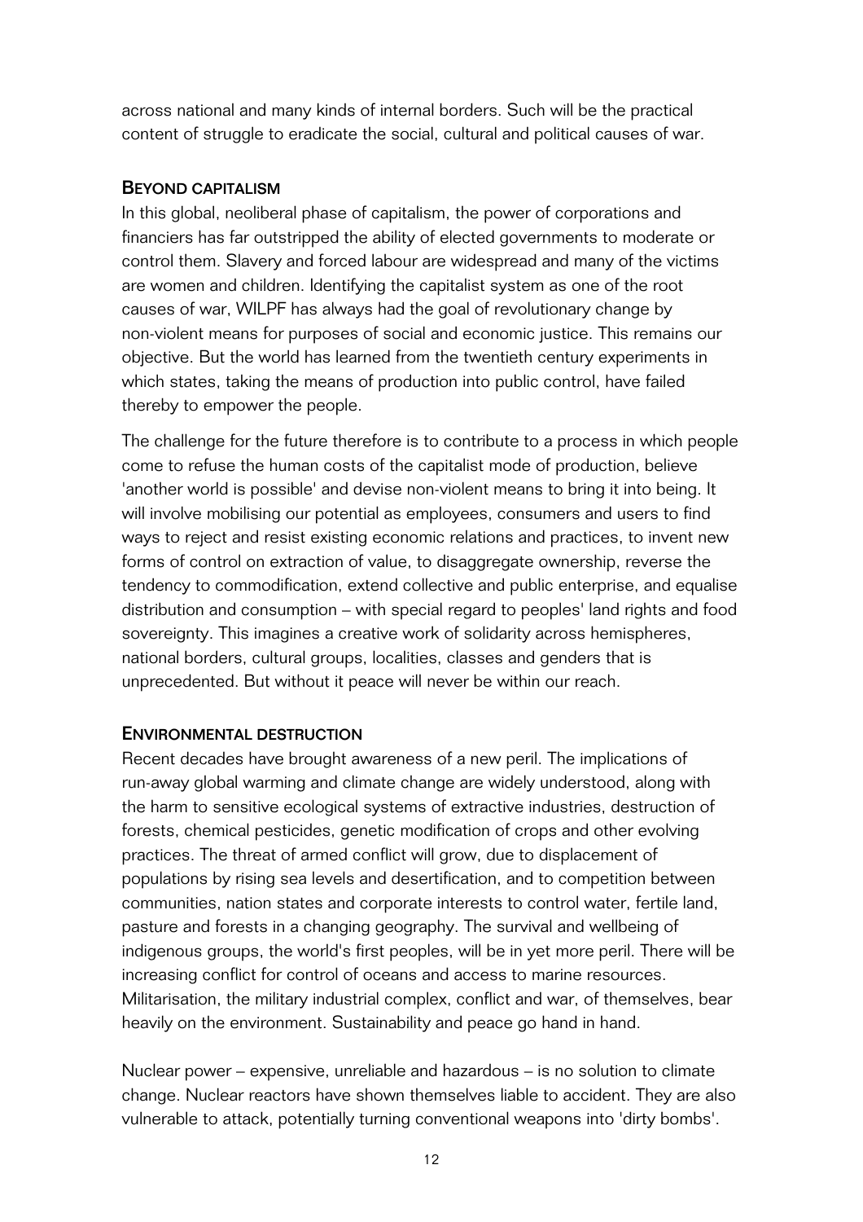across national and many kinds of internal borders. Such will be the practical content of struggle to eradicate the social, cultural and political causes of war.

## BEYOND CAPITALISM

In this global, neoliberal phase of capitalism, the power of corporations and financiers has far outstripped the ability of elected governments to moderate or control them. Slavery and forced labour are widespread and many of the victims are women and children. Identifying the capitalist system as one of the root causes of war, WILPF has always had the goal of revolutionary change by non-violent means for purposes of social and economic justice. This remains our objective. But the world has learned from the twentieth century experiments in which states, taking the means of production into public control, have failed thereby to empower the people.

The challenge for the future therefore is to contribute to a process in which people come to refuse the human costs of the capitalist mode of production, believe 'another world is possible' and devise non-violent means to bring it into being. It will involve mobilising our potential as employees, consumers and users to find ways to reject and resist existing economic relations and practices, to invent new forms of control on extraction of value, to disaggregate ownership, reverse the tendency to commodification, extend collective and public enterprise, and equalise distribution and consumption – with special regard to peoples' land rights and food sovereignty. This imagines a creative work of solidarity across hemispheres, national borders, cultural groups, localities, classes and genders that is unprecedented. But without it peace will never be within our reach.

## ENVIRONMENTAL DESTRUCTION

Recent decades have brought awareness of a new peril. The implications of run-away global warming and climate change are widely understood, along with the harm to sensitive ecological systems of extractive industries, destruction of forests, chemical pesticides, genetic modification of crops and other evolving practices. The threat of armed conflict will grow, due to displacement of populations by rising sea levels and desertification, and to competition between communities, nation states and corporate interests to control water, fertile land, pasture and forests in a changing geography. The survival and wellbeing of indigenous groups, the world's first peoples, will be in yet more peril. There will be increasing conflict for control of oceans and access to marine resources. Militarisation, the military industrial complex, conflict and war, of themselves, bear heavily on the environment. Sustainability and peace go hand in hand.

Nuclear power – expensive, unreliable and hazardous – is no solution to climate change. Nuclear reactors have shown themselves liable to accident. They are also vulnerable to attack, potentially turning conventional weapons into 'dirty bombs'.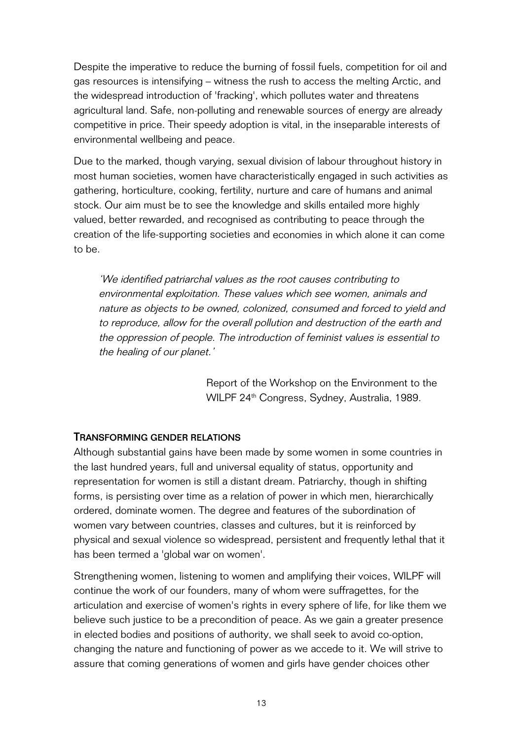Despite the imperative to reduce the burning of fossil fuels, competition for oil and gas resources is intensifying – witness the rush to access the melting Arctic, and the widespread introduction of 'fracking', which pollutes water and threatens agricultural land. Safe, non-polluting and renewable sources of energy are already competitive in price. Their speedy adoption is vital, in the inseparable interests of environmental wellbeing and peace.

Due to the marked, though varying, sexual division of labour throughout history in most human societies, women have characteristically engaged in such activities as gathering, horticulture, cooking, fertility, nurture and care of humans and animal stock. Our aim must be to see the knowledge and skills entailed more highly valued, better rewarded, and recognised as contributing to peace through the creation of the life-supporting societies and economies in which alone it can come to be.

> *'We identified patriarchal values as the root causes contributing to environmental exploitation. These values which see women, animals and nature as objects to be owned, colonized, consumed and forced to yield and to reproduce, allow for the overall pollution and destruction of the earth and the oppression of people. The introduction of feminist values is essential to the healing of our planet.'*
>
> Report of the Workshop on the Environment to the WILPF 24th Congress, Sydney, Australia, 1989.

## Transforming gender relations

Although substantial gains have been made by some women in some countries in the last hundred years, full and universal equality of status, opportunity and representation for women is still a distant dream. Patriarchy, though in shifting forms, is persisting over time as a relation of power in which men, hierarchically ordered, dominate women. The degree and features of the subordination of women vary between countries, classes and cultures, but it is reinforced by physical and sexual violence so widespread, persistent and frequently lethal that it has been termed a 'global war on women'.

Strengthening women, listening to women and amplifying their voices, WILPF will continue the work of our founders, many of whom were suffragettes, for the articulation and exercise of women's rights in every sphere of life, for like them we believe such justice to be a precondition of peace. As we gain a greater presence in elected bodies and positions of authority, we shall seek to avoid co-option, changing the nature and functioning of power as we accede to it. We will strive to assure that coming generations of women and girls have gender choices other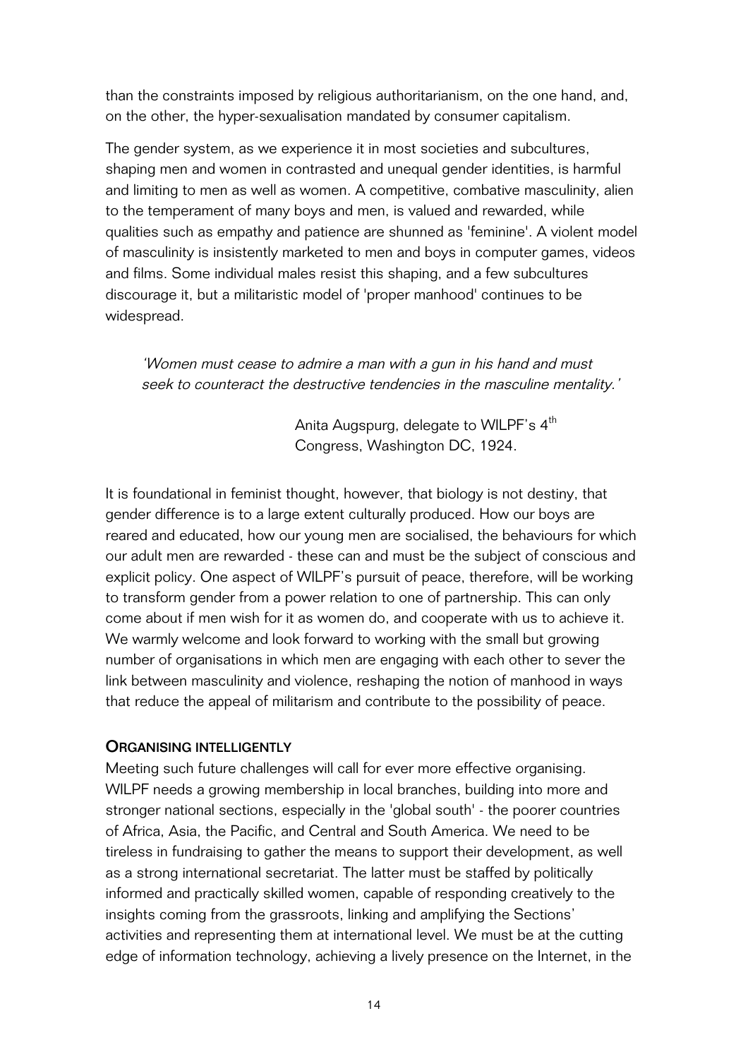than the constraints imposed by religious authoritarianism, on the one hand, and, on the other, the hyper-sexualisation mandated by consumer capitalism.

The gender system, as we experience it in most societies and subcultures, shaping men and women in contrasted and unequal gender identities, is harmful and limiting to men as well as women. A competitive, combative masculinity, alien to the temperament of many boys and men, is valued and rewarded, while qualities such as empathy and patience are shunned as 'feminine'. A violent model of masculinity is insistently marketed to men and boys in computer games, videos and films. Some individual males resist this shaping, and a few subcultures discourage it, but a militaristic model of 'proper manhood' continues to be widespread.

> *'Women must cease to admire a man with a gun in his hand and must seek to counteract the destructive tendencies in the masculine mentality.'*
>
> Anita Augspurg, delegate to WILPF's 4th Congress, Washington DC, 1924.

It is foundational in feminist thought, however, that biology is not destiny, that gender difference is to a large extent culturally produced. How our boys are reared and educated, how our young men are socialised, the behaviours for which our adult men are rewarded - these can and must be the subject of conscious and explicit policy. One aspect of WILPF's pursuit of peace, therefore, will be working to transform gender from a power relation to one of partnership. This can only come about if men wish for it as women do, and cooperate with us to achieve it. We warmly welcome and look forward to working with the small but growing number of organisations in which men are engaging with each other to sever the link between masculinity and violence, reshaping the notion of manhood in ways that reduce the appeal of militarism and contribute to the possibility of peace.

## ORGANISING INTELLIGENTLY

Meeting such future challenges will call for ever more effective organising. WILPF needs a growing membership in local branches, building into more and stronger national sections, especially in the 'global south' - the poorer countries of Africa, Asia, the Pacific, and Central and South America. We need to be tireless in fundraising to gather the means to support their development, as well as a strong international secretariat. The latter must be staffed by politically informed and practically skilled women, capable of responding creatively to the insights coming from the grassroots, linking and amplifying the Sections' activities and representing them at international level. We must be at the cutting edge of information technology, achieving a lively presence on the Internet, in the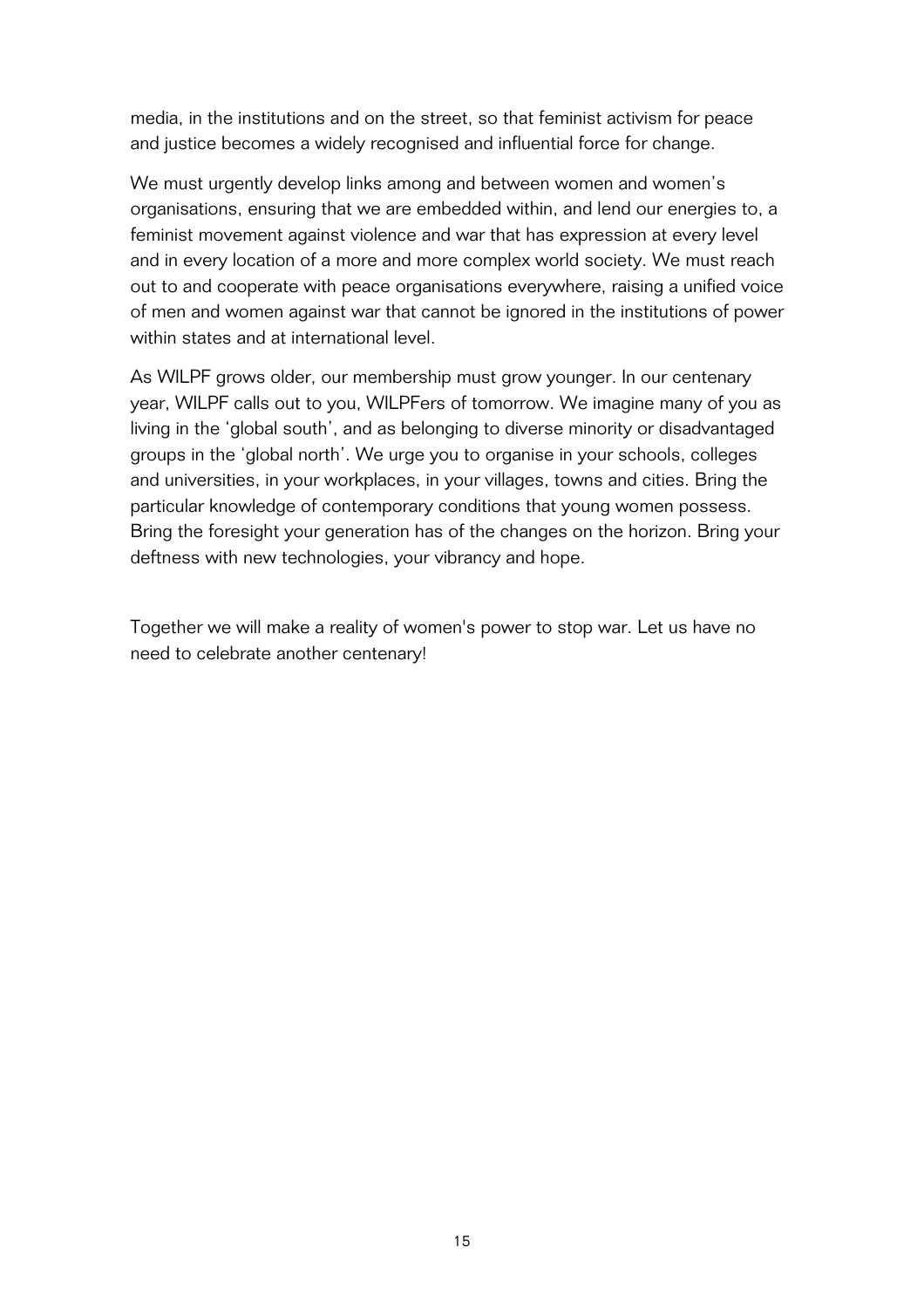media, in the institutions and on the street, so that feminist activism for peace and justice becomes a widely recognised and influential force for change.

We must urgently develop links among and between women and women's organisations, ensuring that we are embedded within, and lend our energies to, a feminist movement against violence and war that has expression at every level and in every location of a more and more complex world society. We must reach out to and cooperate with peace organisations everywhere, raising a unified voice of men and women against war that cannot be ignored in the institutions of power within states and at international level.

As WILPF grows older, our membership must grow younger. In our centenary year, WILPF calls out to you, WILPFers of tomorrow. We imagine many of you as living in the 'global south', and as belonging to diverse minority or disadvantaged groups in the 'global north'. We urge you to organise in your schools, colleges and universities, in your workplaces, in your villages, towns and cities. Bring the particular knowledge of contemporary conditions that young women possess. Bring the foresight your generation has of the changes on the horizon. Bring your deftness with new technologies, your vibrancy and hope.

Together we will make a reality of women's power to stop war. Let us have no need to celebrate another centenary!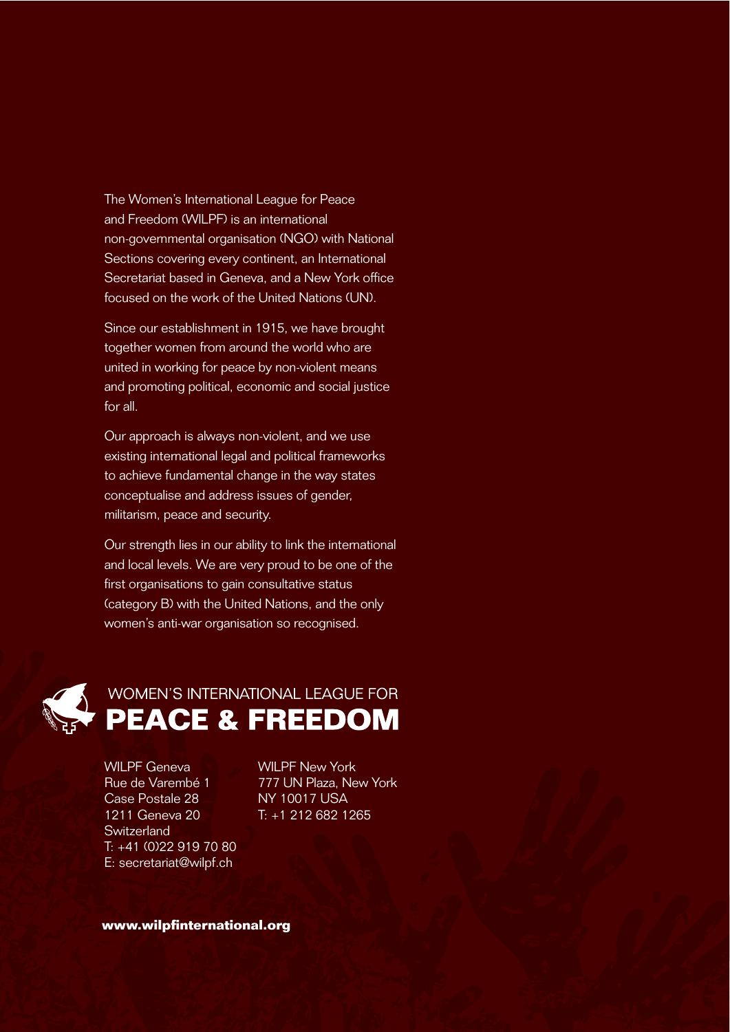The Women's International League for Peace and Freedom (WILPF) is an international non-governmental organisation (NGO) with National Sections covering every continent, an International Secretariat based in Geneva, and a New York office focused on the work of the United Nations (UN).

Since our establishment in 1915, we have brought together women from around the world who are united in working for peace by non-violent means and promoting political, economic and social justice for all.

Our approach is always non-violent, and we use existing international legal and political frameworks to achieve fundamental change in the way states conceptualise and address issues of gender, militarism, peace and security.

Our strength lies in our ability to link the international and local levels. We are very proud to be one of the first organisations to gain consultative status (category B) with the United Nations, and the only women's anti-war organisation so recognised.

WOMEN'S INTERNATIONAL LEAGUE FOR
**PEACE & FREEDOM**

WILPF Geneva
Rue de Varembé 1
Case Postale 28
1211 Geneva 20
Switzerland
T: +41 (0)22 919 70 80
E: secretariat@wilpf.ch

WILPF New York
777 UN Plaza, New York
NY 10017 USA
T: +1 212 682 1265

**www.wilpfinternational.org**